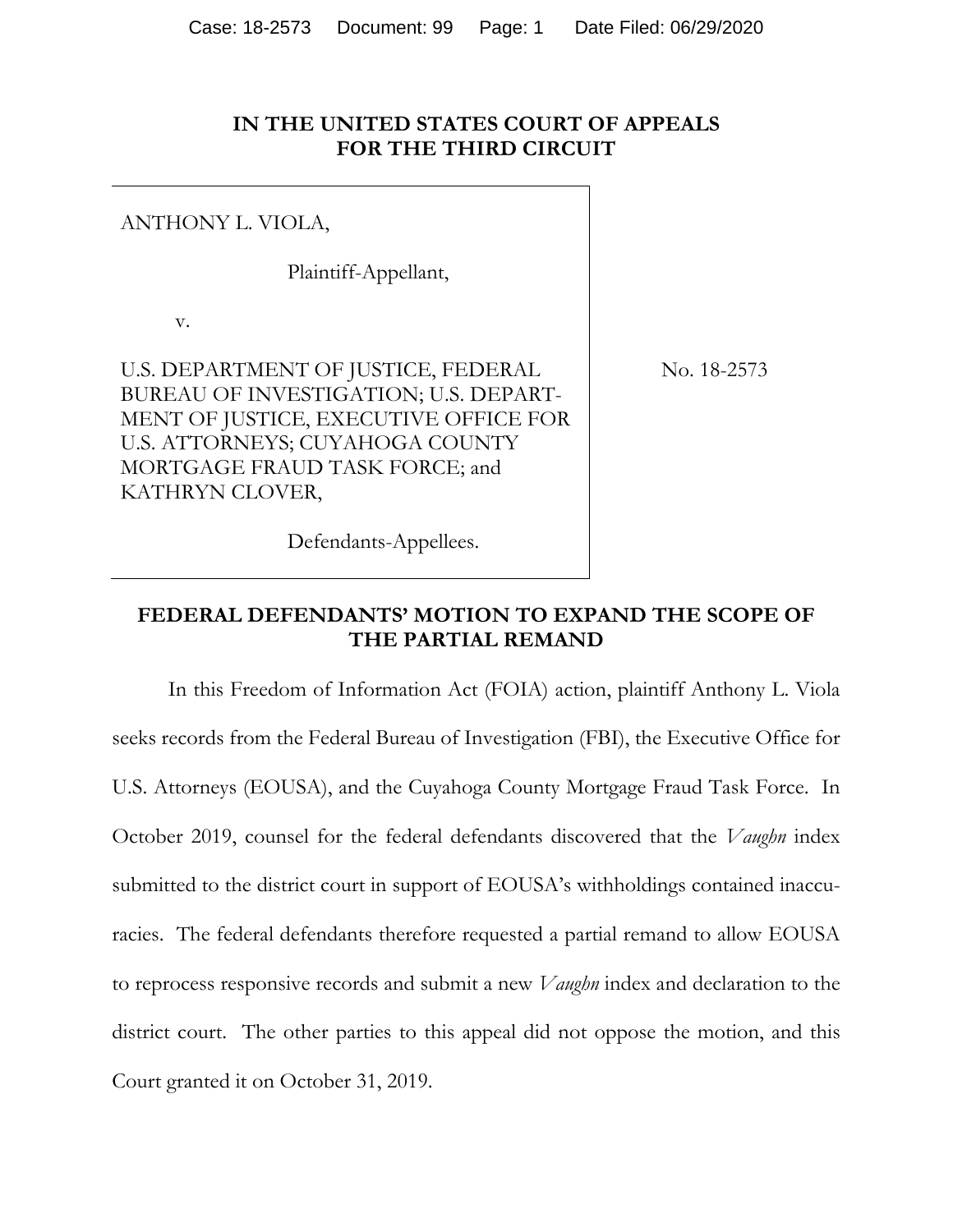**IN THE UNITED STATES COURT OF APPEALS**
**FOR THE THIRD CIRCUIT**

| | |
|---|---|
| ANTHONY L. VIOLA,<br><br>Plaintiff-Appellant,<br><br>v.<br><br>U.S. DEPARTMENT OF JUSTICE, FEDERAL BUREAU OF INVESTIGATION; U.S. DEPARTMENT OF JUSTICE, EXECUTIVE OFFICE FOR U.S. ATTORNEYS; CUYAHOGA COUNTY MORTGAGE FRAUD TASK FORCE; and KATHRYN CLOVER,<br><br>Defendants-Appellees. | No. 18-2573 |

**FEDERAL DEFENDANTS' MOTION TO EXPAND THE SCOPE OF THE PARTIAL REMAND**

In this Freedom of Information Act (FOIA) action, plaintiff Anthony L. Viola seeks records from the Federal Bureau of Investigation (FBI), the Executive Office for U.S. Attorneys (EOUSA), and the Cuyahoga County Mortgage Fraud Task Force. In October 2019, counsel for the federal defendants discovered that the *Vaughn* index submitted to the district court in support of EOUSA's withholdings contained inaccuracies. The federal defendants therefore requested a partial remand to allow EOUSA to reprocess responsive records and submit a new *Vaughn* index and declaration to the district court. The other parties to this appeal did not oppose the motion, and this Court granted it on October 31, 2019.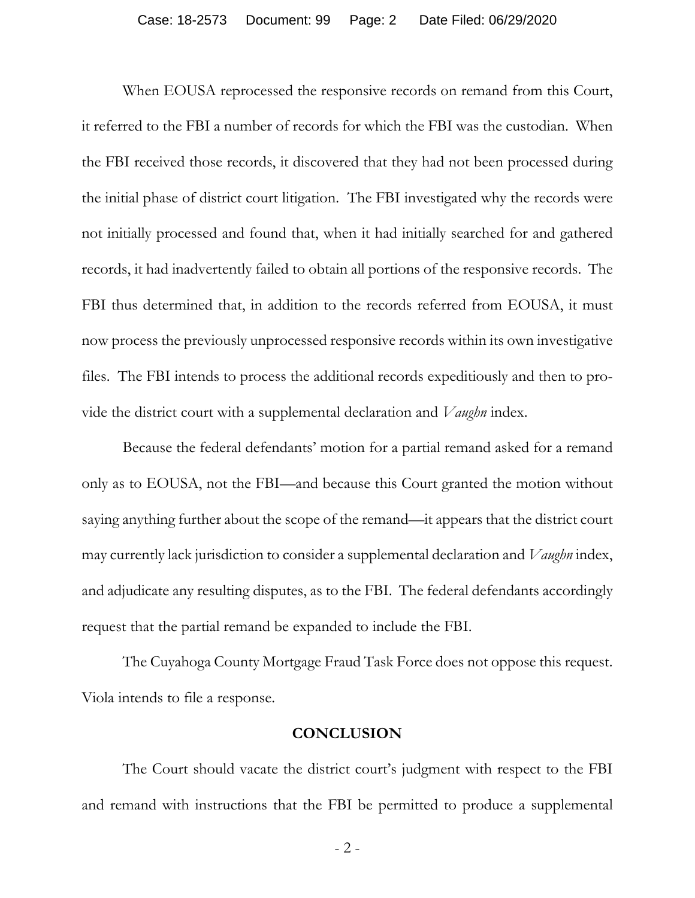When EOUSA reprocessed the responsive records on remand from this Court, it referred to the FBI a number of records for which the FBI was the custodian. When the FBI received those records, it discovered that they had not been processed during the initial phase of district court litigation. The FBI investigated why the records were not initially processed and found that, when it had initially searched for and gathered records, it had inadvertently failed to obtain all portions of the responsive records. The FBI thus determined that, in addition to the records referred from EOUSA, it must now process the previously unprocessed responsive records within its own investigative files. The FBI intends to process the additional records expeditiously and then to provide the district court with a supplemental declaration and *Vaughn* index.

Because the federal defendants' motion for a partial remand asked for a remand only as to EOUSA, not the FBI—and because this Court granted the motion without saying anything further about the scope of the remand—it appears that the district court may currently lack jurisdiction to consider a supplemental declaration and *Vaughn* index, and adjudicate any resulting disputes, as to the FBI. The federal defendants accordingly request that the partial remand be expanded to include the FBI.

The Cuyahoga County Mortgage Fraud Task Force does not oppose this request. Viola intends to file a response.

## CONCLUSION

The Court should vacate the district court's judgment with respect to the FBI and remand with instructions that the FBI be permitted to produce a supplemental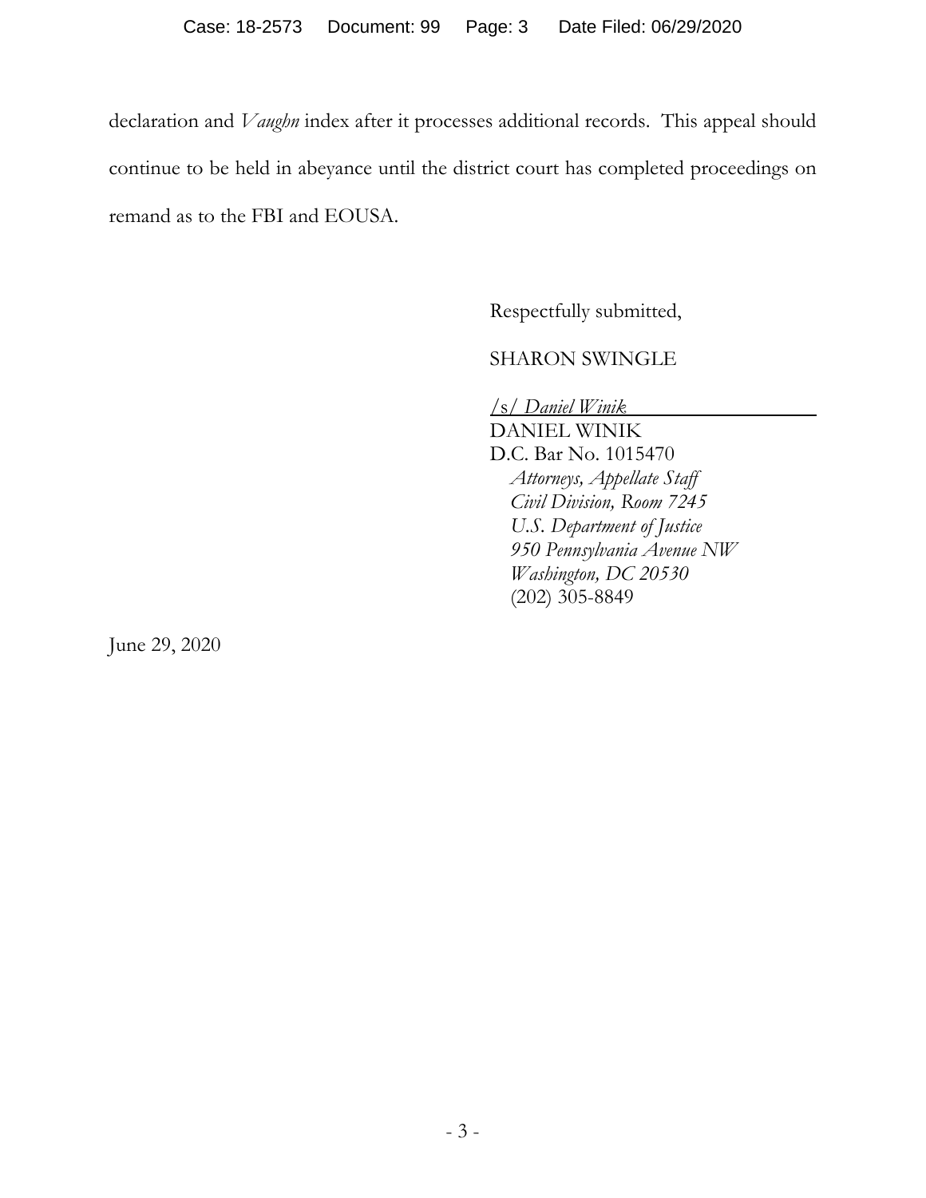declaration and *Vaughn* index after it processes additional records. This appeal should continue to be held in abeyance until the district court has completed proceedings on remand as to the FBI and EOUSA.

Respectfully submitted,

SHARON SWINGLE

/s/ *Daniel Winik*
DANIEL WINIK
D.C. Bar No. 1015470
*Attorneys, Appellate Staff*
*Civil Division, Room 7245*
*U.S. Department of Justice*
*950 Pennsylvania Avenue NW*
*Washington, DC 20530*
(202) 305-8849

June 29, 2020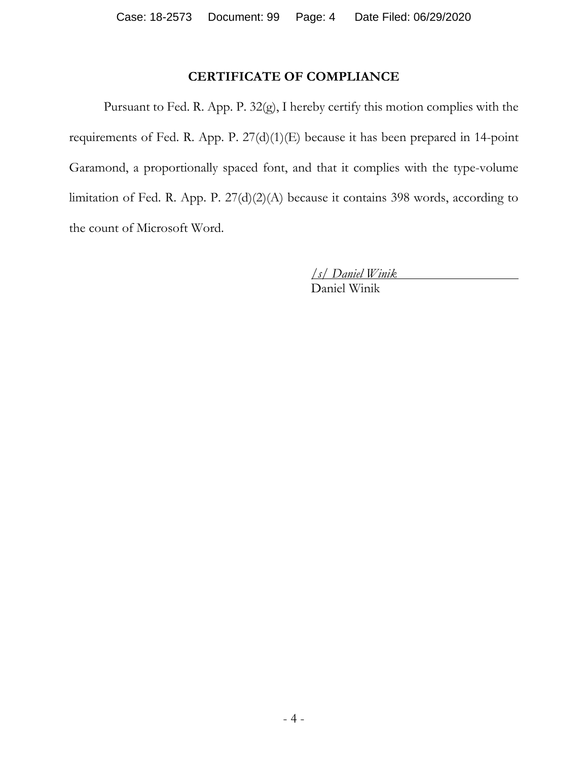## CERTIFICATE OF COMPLIANCE

Pursuant to Fed. R. App. P. 32(g), I hereby certify this motion complies with the requirements of Fed. R. App. P. 27(d)(1)(E) because it has been prepared in 14-point Garamond, a proportionally spaced font, and that it complies with the type-volume limitation of Fed. R. App. P. 27(d)(2)(A) because it contains 398 words, according to the count of Microsoft Word.

*/s/ Daniel Winik*
Daniel Winik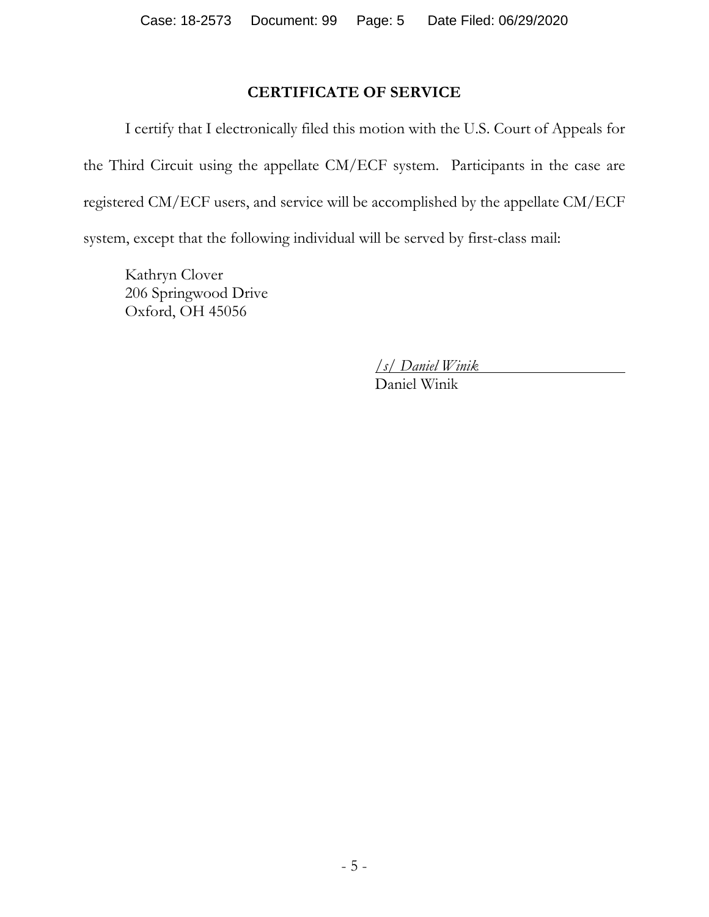## CERTIFICATE OF SERVICE

I certify that I electronically filed this motion with the U.S. Court of Appeals for the Third Circuit using the appellate CM/ECF system. Participants in the case are registered CM/ECF users, and service will be accomplished by the appellate CM/ECF system, except that the following individual will be served by first-class mail:

Kathryn Clover
206 Springwood Drive
Oxford, OH 45056

*/s/ Daniel Winik*
Daniel Winik